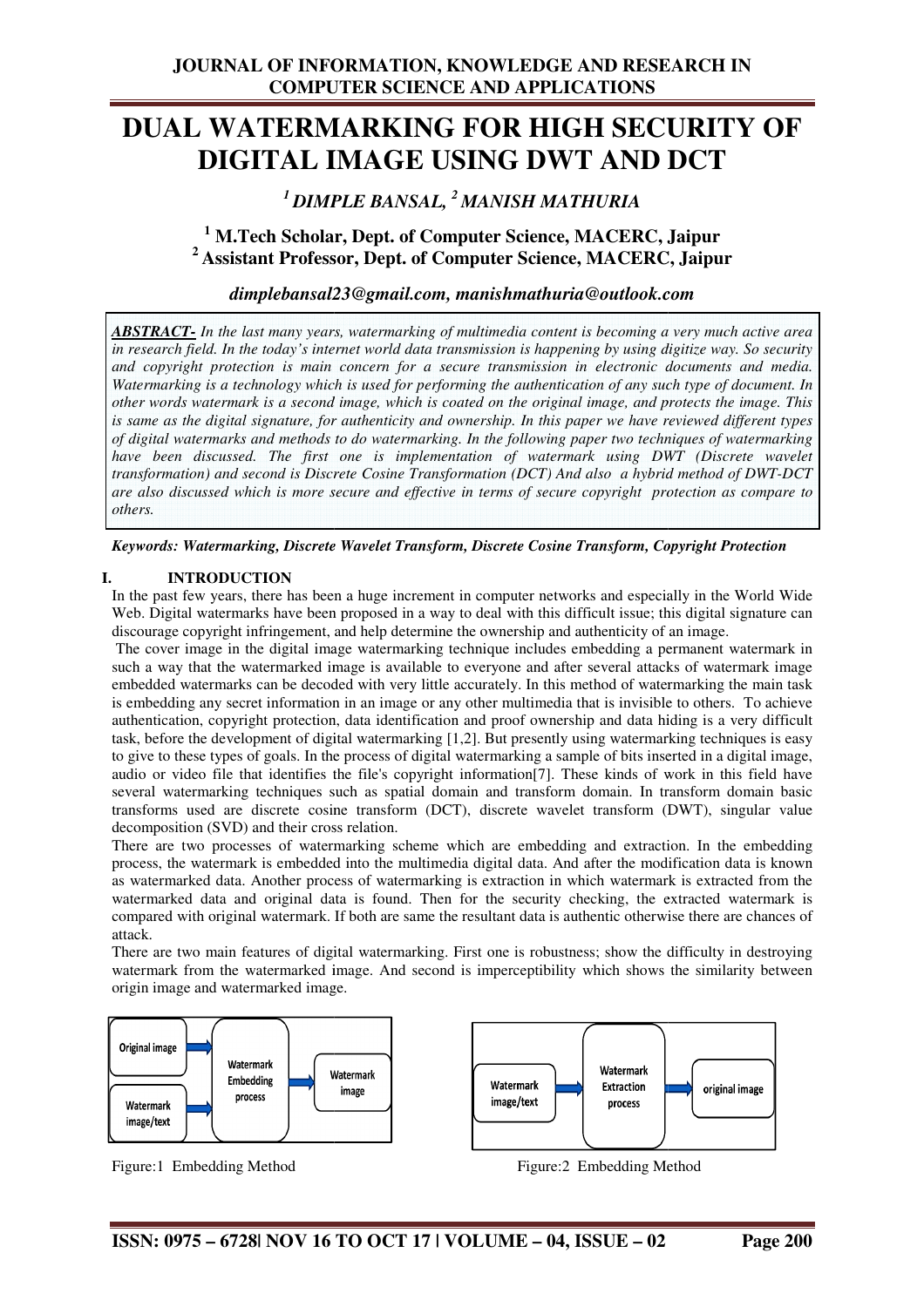# DUAL WATERMARKING FOR HIGH SECURITY OF DIGITAL IMAGE USING DWT AND DCT

***[1] DIMPLE BANSAL, [2] MANISH MATHURIA***

**[1] M.Tech Scholar, Dept. of Computer Science, MACERC, Jaipur**
**[2] Assistant Professor, Dept. of Computer Science, MACERC, Jaipur**

***dimplebansal23@gmail.com, manishmathuria@outlook.com***

***ABSTRACT-*** *In the last many years, watermarking of multimedia content is becoming a very much active area in research field. In the today's internet world data transmission is happening by using digitize way. So security and copyright protection is main concern for a secure transmission in electronic documents and media. Watermarking is a technology which is used for performing the authentication of any such type of document. In other words watermark is a second image, which is coated on the original image, and protects the image. This is same as the digital signature, for authenticity and ownership. In this paper we have reviewed different types of digital watermarks and methods to do watermarking. In the following paper two techniques of watermarking have been discussed. The first one is implementation of watermark using DWT (Discrete wavelet transformation) and second is Discrete Cosine Transformation (DCT) And also a hybrid method of DWT-DCT are also discussed which is more secure and effective in terms of secure copyright protection as compare to others.*

***Keywords: Watermarking, Discrete Wavelet Transform, Discrete Cosine Transform, Copyright Protection***

## I. INTRODUCTION

In the past few years, there has been a huge increment in computer networks and especially in the World Wide Web. Digital watermarks have been proposed in a way to deal with this difficult issue; this digital signature can discourage copyright infringement, and help determine the ownership and authenticity of an image.

The cover image in the digital image watermarking technique includes embedding a permanent watermark in such a way that the watermarked image is available to everyone and after several attacks of watermark image embedded watermarks can be decoded with very little accurately. In this method of watermarking the main task is embedding any secret information in an image or any other multimedia that is invisible to others. To achieve authentication, copyright protection, data identification and proof ownership and data hiding is a very difficult task, before the development of digital watermarking [1,2]. But presently using watermarking techniques is easy to give to these types of goals. In the process of digital watermarking a sample of bits inserted in a digital image, audio or video file that identifies the file's copyright information[7]. These kinds of work in this field have several watermarking techniques such as spatial domain and transform domain. In transform domain basic transforms used are discrete cosine transform (DCT), discrete wavelet transform (DWT), singular value decomposition (SVD) and their cross relation.

There are two processes of watermarking scheme which are embedding and extraction. In the embedding process, the watermark is embedded into the multimedia digital data. And after the modification data is known as watermarked data. Another process of watermarking is extraction in which watermark is extracted from the watermarked data and original data is found. Then for the security checking, the extracted watermark is compared with original watermark. If both are same the resultant data is authentic otherwise there are chances of attack.

There are two main features of digital watermarking. First one is robustness; show the difficulty in destroying watermark from the watermarked image. And second is imperceptibility which shows the similarity between origin image and watermarked image.

Original image → Watermark Embedding process → Watermark image
Watermark image/text → Watermark Embedding process

Figure:1 Embedding Method

Watermark image/text → Watermark Extraction process → original image

Figure:2 Embedding Method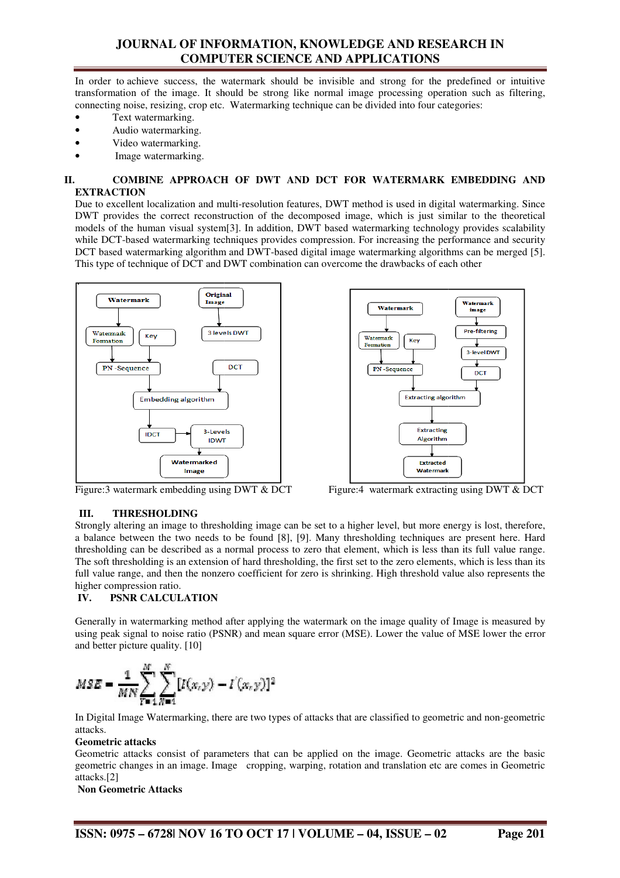In order to achieve success, the watermark should be invisible and strong for the predefined or intuitive transformation of the image. It should be strong like normal image processing operation such as filtering, connecting noise, resizing, crop etc. Watermarking technique can be divided into four categories:

- Text watermarking.
- Audio watermarking.
- Video watermarking.
- Image watermarking.

## II. COMBINE APPROACH OF DWT AND DCT FOR WATERMARK EMBEDDING AND EXTRACTION

Due to excellent localization and multi-resolution features, DWT method is used in digital watermarking. Since DWT provides the correct reconstruction of the decomposed image, which is just similar to the theoretical models of the human visual system[3]. In addition, DWT based watermarking technology provides scalability while DCT-based watermarking techniques provides compression. For increasing the performance and security DCT based watermarking algorithm and DWT-based digital image watermarking algorithms can be merged [5]. This type of technique of DCT and DWT combination can overcome the drawbacks of each other

Figure:3 watermark embedding using DWT & DCT

Figure:4 watermark extracting using DWT & DCT

## III. THRESHOLDING

Strongly altering an image to thresholding image can be set to a higher level, but more energy is lost, therefore, a balance between the two needs to be found [8], [9]. Many thresholding techniques are present here. Hard thresholding can be described as a normal process to zero that element, which is less than its full value range. The soft thresholding is an extension of hard thresholding, the first set to the zero elements, which is less than its full value range, and then the nonzero coefficient for zero is shrinking. High threshold value also represents the higher compression ratio.

## IV. PSNR CALCULATION

Generally in watermarking method after applying the watermark on the image quality of Image is measured by using peak signal to noise ratio (PSNR) and mean square error (MSE). Lower the value of MSE lower the error and better picture quality. [10]

$$MSE = \frac{1}{MN}\sum_{Y=1}^{M}\sum_{X=1}^{N}[I(x,y) - I'(x,y)]^2$$

In Digital Image Watermarking, there are two types of attacks that are classified to geometric and non-geometric attacks.

**Geometric attacks**

Geometric attacks consist of parameters that can be applied on the image. Geometric attacks are the basic geometric changes in an image. Image cropping, warping, rotation and translation etc are comes in Geometric attacks.[2]

**Non Geometric Attacks**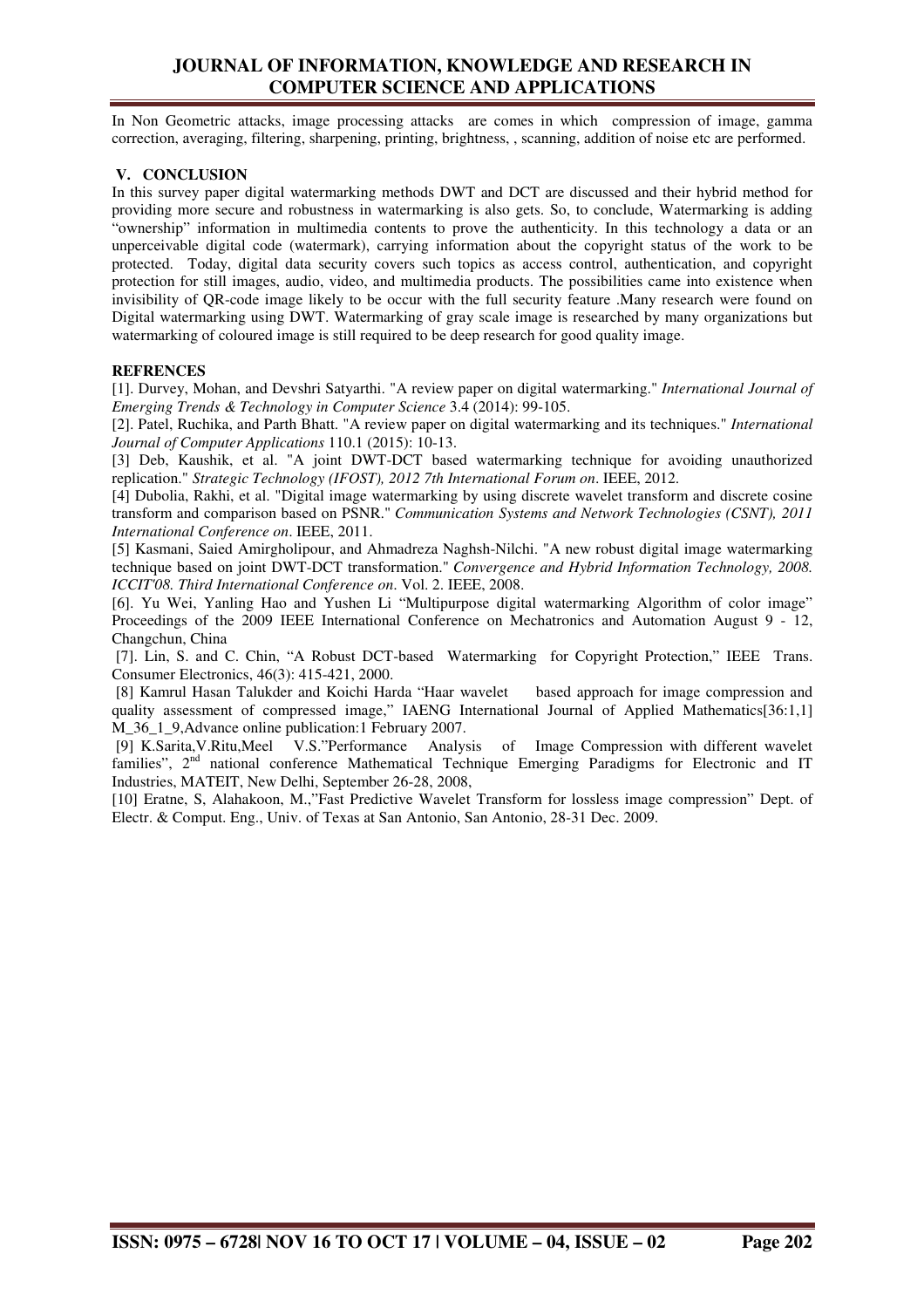In Non Geometric attacks, image processing attacks are comes in which compression of image, gamma correction, averaging, filtering, sharpening, printing, brightness, , scanning, addition of noise etc are performed.

## V. CONCLUSION

In this survey paper digital watermarking methods DWT and DCT are discussed and their hybrid method for providing more secure and robustness in watermarking is also gets. So, to conclude, Watermarking is adding "ownership" information in multimedia contents to prove the authenticity. In this technology a data or an unperceivable digital code (watermark), carrying information about the copyright status of the work to be protected. Today, digital data security covers such topics as access control, authentication, and copyright protection for still images, audio, video, and multimedia products. The possibilities came into existence when invisibility of QR-code image likely to be occur with the full security feature .Many research were found on Digital watermarking using DWT. Watermarking of gray scale image is researched by many organizations but watermarking of coloured image is still required to be deep research for good quality image.

## REFRENCES

[1]. Durvey, Mohan, and Devshri Satyarthi. "A review paper on digital watermarking." *International Journal of Emerging Trends & Technology in Computer Science* 3.4 (2014): 99-105.

[2]. Patel, Ruchika, and Parth Bhatt. "A review paper on digital watermarking and its techniques." *International Journal of Computer Applications* 110.1 (2015): 10-13.

[3] Deb, Kaushik, et al. "A joint DWT-DCT based watermarking technique for avoiding unauthorized replication." *Strategic Technology (IFOST), 2012 7th International Forum on*. IEEE, 2012.

[4] Dubolia, Rakhi, et al. "Digital image watermarking by using discrete wavelet transform and discrete cosine transform and comparison based on PSNR." *Communication Systems and Network Technologies (CSNT), 2011 International Conference on*. IEEE, 2011.

[5] Kasmani, Saied Amirgholipour, and Ahmadreza Naghsh-Nilchi. "A new robust digital image watermarking technique based on joint DWT-DCT transformation." *Convergence and Hybrid Information Technology, 2008. ICCIT'08. Third International Conference on*. Vol. 2. IEEE, 2008.

[6]. Yu Wei, Yanling Hao and Yushen Li "Multipurpose digital watermarking Algorithm of color image" Proceedings of the 2009 IEEE International Conference on Mechatronics and Automation August 9 - 12, Changchun, China

[7]. Lin, S. and C. Chin, "A Robust DCT-based Watermarking for Copyright Protection," IEEE Trans. Consumer Electronics, 46(3): 415-421, 2000.

[8] Kamrul Hasan Talukder and Koichi Harda "Haar wavelet based approach for image compression and quality assessment of compressed image," IAENG International Journal of Applied Mathematics[36:1,1] M_36_1_9,Advance online publication:1 February 2007.

[9] K.Sarita,V.Ritu,Meel V.S."Performance Analysis of Image Compression with different wavelet families", 2nd national conference Mathematical Technique Emerging Paradigms for Electronic and IT Industries, MATEIT, New Delhi, September 26-28, 2008,

[10] Eratne, S, Alahakoon, M.,"Fast Predictive Wavelet Transform for lossless image compression" Dept. of Electr. & Comput. Eng., Univ. of Texas at San Antonio, San Antonio, 28-31 Dec. 2009.